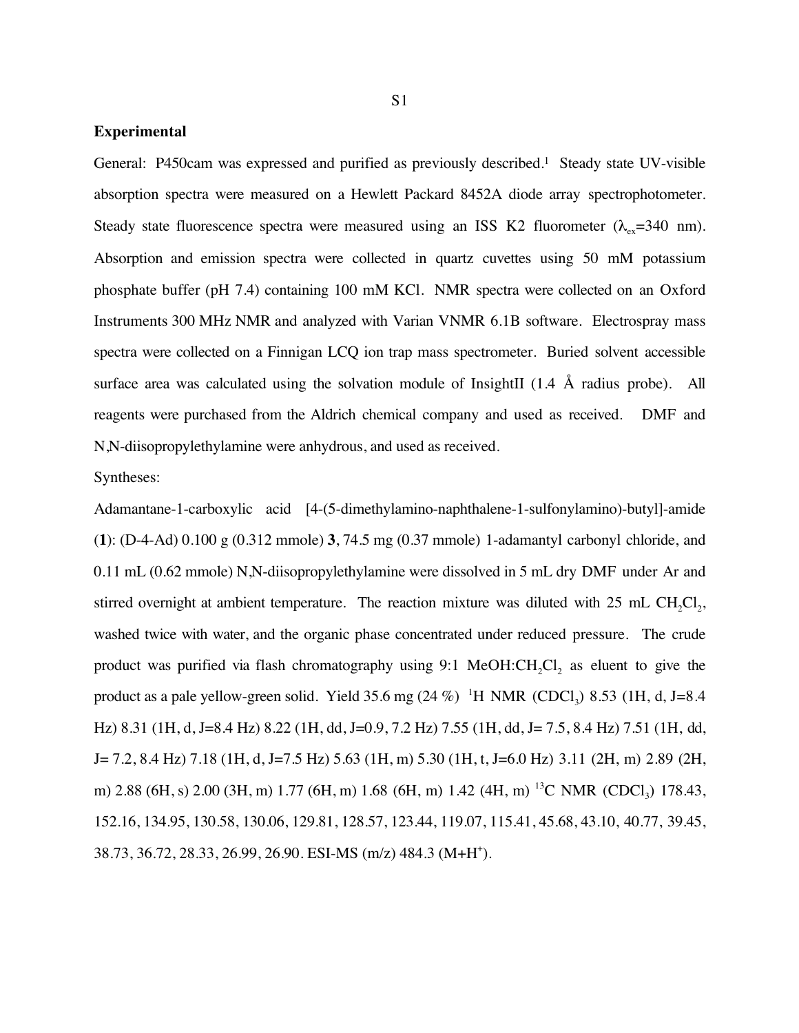## Experimental

General: P450cam was expressed and purified as previously described.[1] Steady state UV-visible absorption spectra were measured on a Hewlett Packard 8452A diode array spectrophotometer. Steady state fluorescence spectra were measured using an ISS K2 fluorometer ($\lambda_{ex}$=340 nm). Absorption and emission spectra were collected in quartz cuvettes using 50 mM potassium phosphate buffer (pH 7.4) containing 100 mM KCl. NMR spectra were collected on an Oxford Instruments 300 MHz NMR and analyzed with Varian VNMR 6.1B software. Electrospray mass spectra were collected on a Finnigan LCQ ion trap mass spectrometer. Buried solvent accessible surface area was calculated using the solvation module of InsightII (1.4 Å radius probe). All reagents were purchased from the Aldrich chemical company and used as received. DMF and N,N-diisopropylethylamine were anhydrous, and used as received.

Syntheses:

Adamantane-1-carboxylic acid [4-(5-dimethylamino-naphthalene-1-sulfonylamino)-butyl]-amide (**1**): (D-4-Ad) 0.100 g (0.312 mmole) **3**, 74.5 mg (0.37 mmole) 1-adamantyl carbonyl chloride, and 0.11 mL (0.62 mmole) N,N-diisopropylethylamine were dissolved in 5 mL dry DMF under Ar and stirred overnight at ambient temperature. The reaction mixture was diluted with 25 mL $CH_2Cl_2$, washed twice with water, and the organic phase concentrated under reduced pressure. The crude product was purified via flash chromatography using 9:1 MeOH:$CH_2Cl_2$ as eluent to give the product as a pale yellow-green solid. Yield 35.6 mg (24 %) $^1$H NMR ($CDCl_3$) 8.53 (1H, d, J=8.4 Hz) 8.31 (1H, d, J=8.4 Hz) 8.22 (1H, dd, J=0.9, 7.2 Hz) 7.55 (1H, dd, J= 7.5, 8.4 Hz) 7.51 (1H, dd, J= 7.2, 8.4 Hz) 7.18 (1H, d, J=7.5 Hz) 5.63 (1H, m) 5.30 (1H, t, J=6.0 Hz) 3.11 (2H, m) 2.89 (2H, m) 2.88 (6H, s) 2.00 (3H, m) 1.77 (6H, m) 1.68 (6H, m) 1.42 (4H, m) $^{13}$C NMR ($CDCl_3$) 178.43, 152.16, 134.95, 130.58, 130.06, 129.81, 128.57, 123.44, 119.07, 115.41, 45.68, 43.10, 40.77, 39.45, 38.73, 36.72, 28.33, 26.99, 26.90. ESI-MS (m/z) 484.3 ($M+H^+$).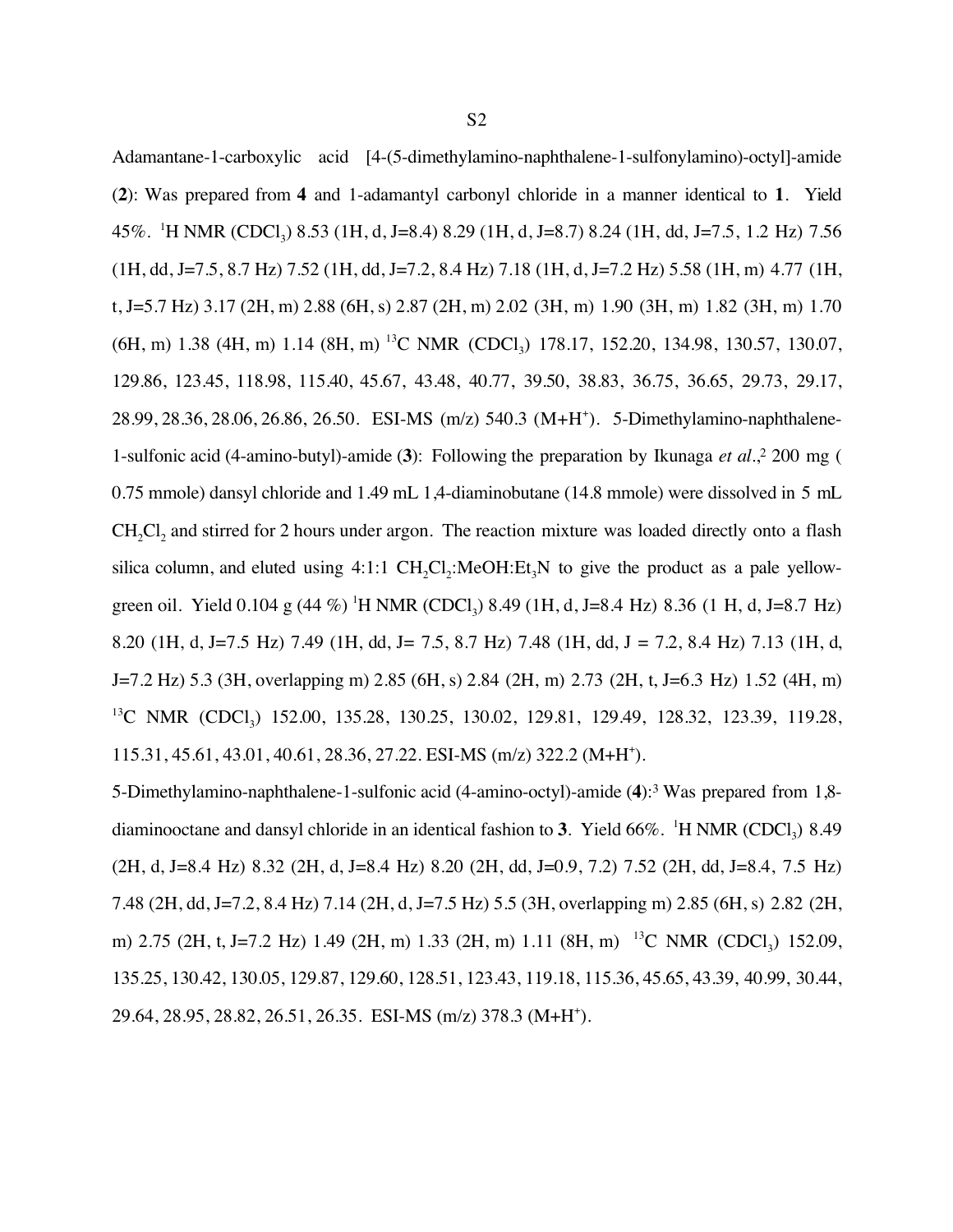Adamantane-1-carboxylic acid [4-(5-dimethylamino-naphthalene-1-sulfonylamino)-octyl]-amide (**2**): Was prepared from **4** and 1-adamantyl carbonyl chloride in a manner identical to **1**. Yield 45%. $^1$H NMR ($CDCl_3$) 8.53 (1H, d, J=8.4) 8.29 (1H, d, J=8.7) 8.24 (1H, dd, J=7.5, 1.2 Hz) 7.56 (1H, dd, J=7.5, 8.7 Hz) 7.52 (1H, dd, J=7.2, 8.4 Hz) 7.18 (1H, d, J=7.2 Hz) 5.58 (1H, m) 4.77 (1H, t, J=5.7 Hz) 3.17 (2H, m) 2.88 (6H, s) 2.87 (2H, m) 2.02 (3H, m) 1.90 (3H, m) 1.82 (3H, m) 1.70 (6H, m) 1.38 (4H, m) 1.14 (8H, m) $^{13}$C NMR ($CDCl_3$) 178.17, 152.20, 134.98, 130.57, 130.07, 129.86, 123.45, 118.98, 115.40, 45.67, 43.48, 40.77, 39.50, 38.83, 36.75, 36.65, 29.73, 29.17, 28.99, 28.36, 28.06, 26.86, 26.50. ESI-MS (m/z) 540.3 ($M+H^+$). 5-Dimethylamino-naphthalene-1-sulfonic acid (4-amino-butyl)-amide (**3**): Following the preparation by Ikunaga *et al.*,[2] 200 mg ( 0.75 mmole) dansyl chloride and 1.49 mL 1,4-diaminobutane (14.8 mmole) were dissolved in 5 mL $CH_2Cl_2$ and stirred for 2 hours under argon. The reaction mixture was loaded directly onto a flash silica column, and eluted using 4:1:1 $CH_2Cl_2$:MeOH:$Et_3N$ to give the product as a pale yellow-green oil. Yield 0.104 g (44 %) $^1$H NMR ($CDCl_3$) 8.49 (1H, d, J=8.4 Hz) 8.36 (1 H, d, J=8.7 Hz) 8.20 (1H, d, J=7.5 Hz) 7.49 (1H, dd, J= 7.5, 8.7 Hz) 7.48 (1H, dd, J = 7.2, 8.4 Hz) 7.13 (1H, d, J=7.2 Hz) 5.3 (3H, overlapping m) 2.85 (6H, s) 2.84 (2H, m) 2.73 (2H, t, J=6.3 Hz) 1.52 (4H, m) $^{13}$C NMR ($CDCl_3$) 152.00, 135.28, 130.25, 130.02, 129.81, 129.49, 128.32, 123.39, 119.28, 115.31, 45.61, 43.01, 40.61, 28.36, 27.22. ESI-MS (m/z) 322.2 ($M+H^+$).

5-Dimethylamino-naphthalene-1-sulfonic acid (4-amino-octyl)-amide (**4**):[3] Was prepared from 1,8-diaminooctane and dansyl chloride in an identical fashion to **3**. Yield 66%. $^1$H NMR ($CDCl_3$) 8.49 (2H, d, J=8.4 Hz) 8.32 (2H, d, J=8.4 Hz) 8.20 (2H, dd, J=0.9, 7.2) 7.52 (2H, dd, J=8.4, 7.5 Hz) 7.48 (2H, dd, J=7.2, 8.4 Hz) 7.14 (2H, d, J=7.5 Hz) 5.5 (3H, overlapping m) 2.85 (6H, s) 2.82 (2H, m) 2.75 (2H, t, J=7.2 Hz) 1.49 (2H, m) 1.33 (2H, m) 1.11 (8H, m) $^{13}$C NMR ($CDCl_3$) 152.09, 135.25, 130.42, 130.05, 129.87, 129.60, 128.51, 123.43, 119.18, 115.36, 45.65, 43.39, 40.99, 30.44, 29.64, 28.95, 28.82, 26.51, 26.35. ESI-MS (m/z) 378.3 ($M+H^+$).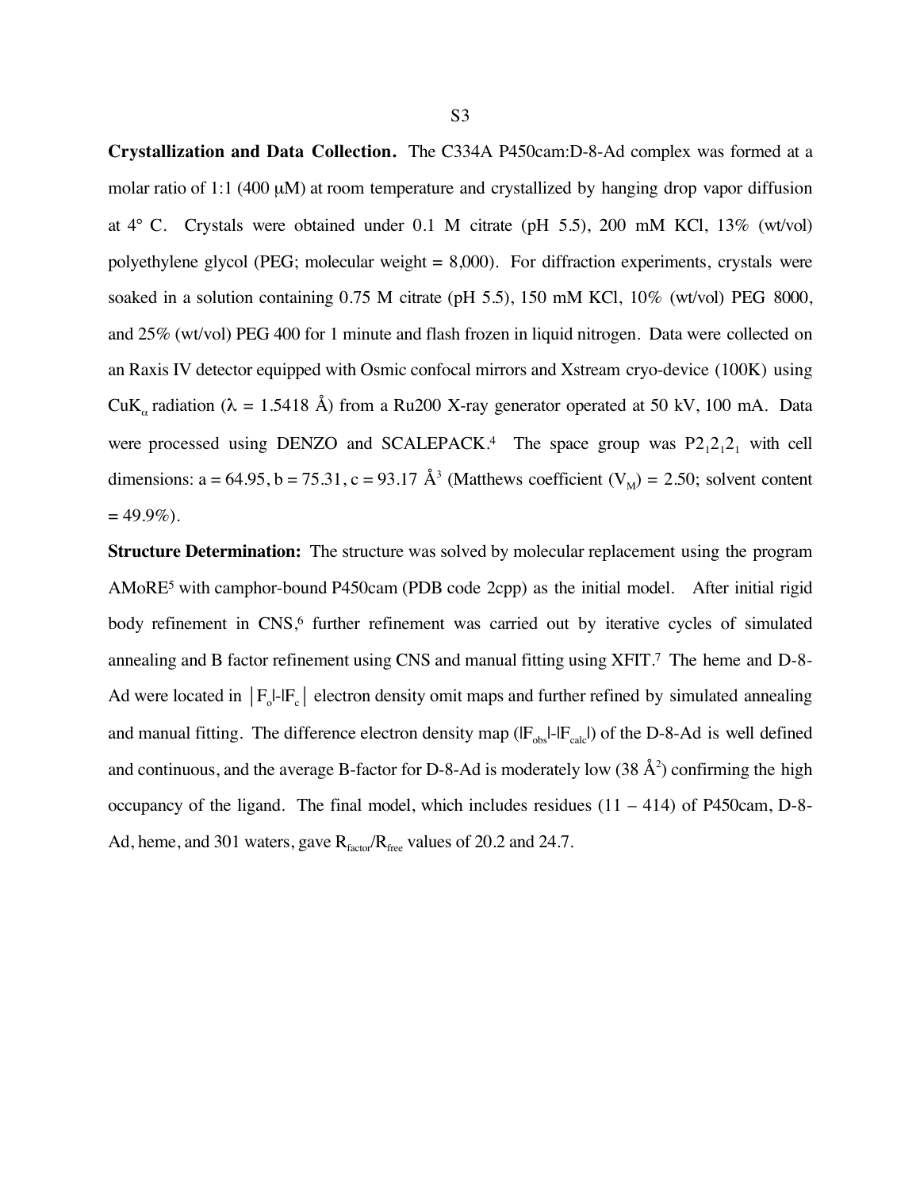**Crystallization and Data Collection.** The C334A P450cam:D-8-Ad complex was formed at a molar ratio of 1:1 (400 μM) at room temperature and crystallized by hanging drop vapor diffusion at 4° C. Crystals were obtained under 0.1 M citrate (pH 5.5), 200 mM KCl, 13% (wt/vol) polyethylene glycol (PEG; molecular weight = 8,000). For diffraction experiments, crystals were soaked in a solution containing 0.75 M citrate (pH 5.5), 150 mM KCl, 10% (wt/vol) PEG 8000, and 25% (wt/vol) PEG 400 for 1 minute and flash frozen in liquid nitrogen. Data were collected on an Raxis IV detector equipped with Osmic confocal mirrors and Xstream cryo-device (100K) using $CuK_{\alpha}$ radiation ($\lambda$ = 1.5418 Å) from a Ru200 X-ray generator operated at 50 kV, 100 mA. Data were processed using DENZO and SCALEPACK.[4] The space group was $P2_12_12_1$ with cell dimensions: a = 64.95, b = 75.31, c = 93.17 $Å^3$ (Matthews coefficient ($V_M$) = 2.50; solvent content = 49.9%).

**Structure Determination:** The structure was solved by molecular replacement using the program AMoRE[5] with camphor-bound P450cam (PDB code 2cpp) as the initial model. After initial rigid body refinement in CNS,[6] further refinement was carried out by iterative cycles of simulated annealing and B factor refinement using CNS and manual fitting using XFIT.[7] The heme and D-8-Ad were located in $\left| |F_o|-|F_c| \right|$ electron density omit maps and further refined by simulated annealing and manual fitting. The difference electron density map ($|F_{obs}|-|F_{calc}|$) of the D-8-Ad is well defined and continuous, and the average B-factor for D-8-Ad is moderately low (38 $Å^2$) confirming the high occupancy of the ligand. The final model, which includes residues (11 – 414) of P450cam, D-8-Ad, heme, and 301 waters, gave $R_{factor}/R_{free}$ values of 20.2 and 24.7.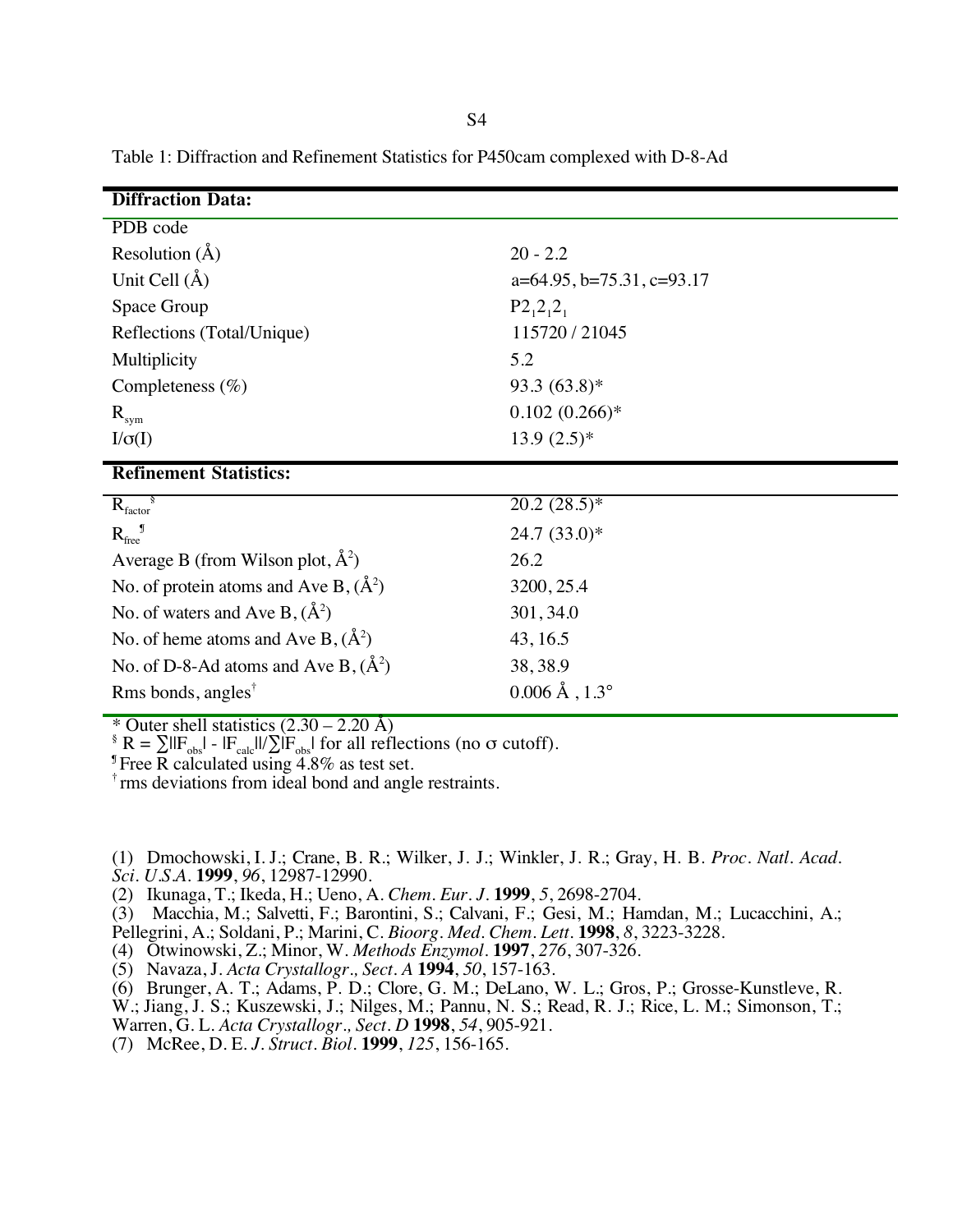Table 1: Diffraction and Refinement Statistics for P450cam complexed with D-8-Ad

| **Diffraction Data:** | |
|---|---|
| PDB code | |
| Resolution (Å) | 20 - 2.2 |
| Unit Cell (Å) | a=64.95, b=75.31, c=93.17 |
| Space Group | $P2_12_12_1$ |
| Reflections (Total/Unique) | 115720 / 21045 |
| Multiplicity | 5.2 |
| Completeness (%) | 93.3 (63.8)* |
| $R_{sym}$ | 0.102 (0.266)* |
| $I/\sigma(I)$ | 13.9 (2.5)* |
| **Refinement Statistics:** | |
| $R_{factor}$ § | 20.2 (28.5)* |
| $R_{free}$ ¶ | 24.7 (33.0)* |
| Average B (from Wilson plot, $Å^2$) | 26.2 |
| No. of protein atoms and Ave B, ($Å^2$) | 3200, 25.4 |
| No. of waters and Ave B, ($Å^2$) | 301, 34.0 |
| No. of heme atoms and Ave B, ($Å^2$) | 43, 16.5 |
| No. of D-8-Ad atoms and Ave B, ($Å^2$) | 38, 38.9 |
| Rms bonds, angles† | 0.006 Å , 1.3° |

\* Outer shell statistics (2.30 – 2.20 Å)

§ $R = \sum||F_{obs}| - |F_{calc}||/\sum|F_{obs}|$ for all reflections (no σ cutoff).

¶ Free R calculated using 4.8% as test set.

† rms deviations from ideal bond and angle restraints.

(1) Dmochowski, I. J.; Crane, B. R.; Wilker, J. J.; Winkler, J. R.; Gray, H. B. *Proc. Natl. Acad. Sci. U.S.A.* **1999**, *96*, 12987-12990.
(2) Ikunaga, T.; Ikeda, H.; Ueno, A. *Chem. Eur. J.* **1999**, *5*, 2698-2704.
(3) Macchia, M.; Salvetti, F.; Barontini, S.; Calvani, F.; Gesi, M.; Hamdan, M.; Lucacchini, A.; Pellegrini, A.; Soldani, P.; Marini, C. *Bioorg. Med. Chem. Lett.* **1998**, *8*, 3223-3228.
(4) Otwinowski, Z.; Minor, W. *Methods Enzymol.* **1997**, *276*, 307-326.
(5) Navaza, J. *Acta Crystallogr., Sect. A* **1994**, *50*, 157-163.
(6) Brunger, A. T.; Adams, P. D.; Clore, G. M.; DeLano, W. L.; Gros, P.; Grosse-Kunstleve, R. W.; Jiang, J. S.; Kuszewski, J.; Nilges, M.; Pannu, N. S.; Read, R. J.; Rice, L. M.; Simonson, T.; Warren, G. L. *Acta Crystallogr., Sect. D* **1998**, *54*, 905-921.
(7) McRee, D. E. *J. Struct. Biol.* **1999**, *125*, 156-165.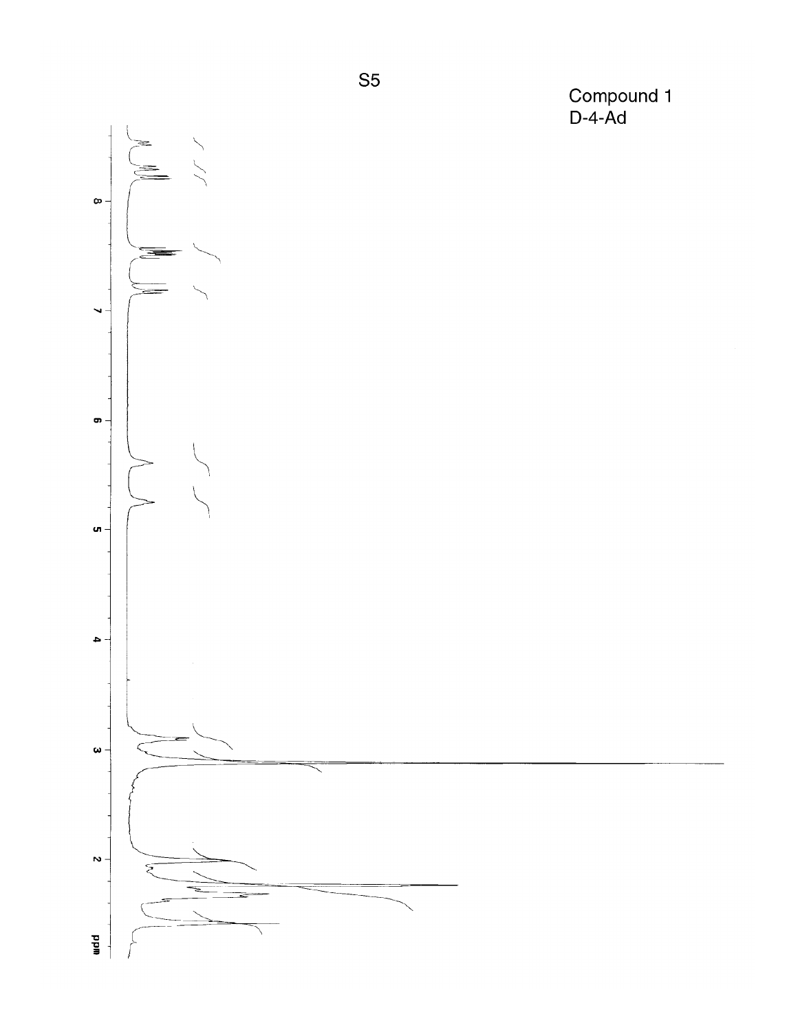Compound 1
D-4-Ad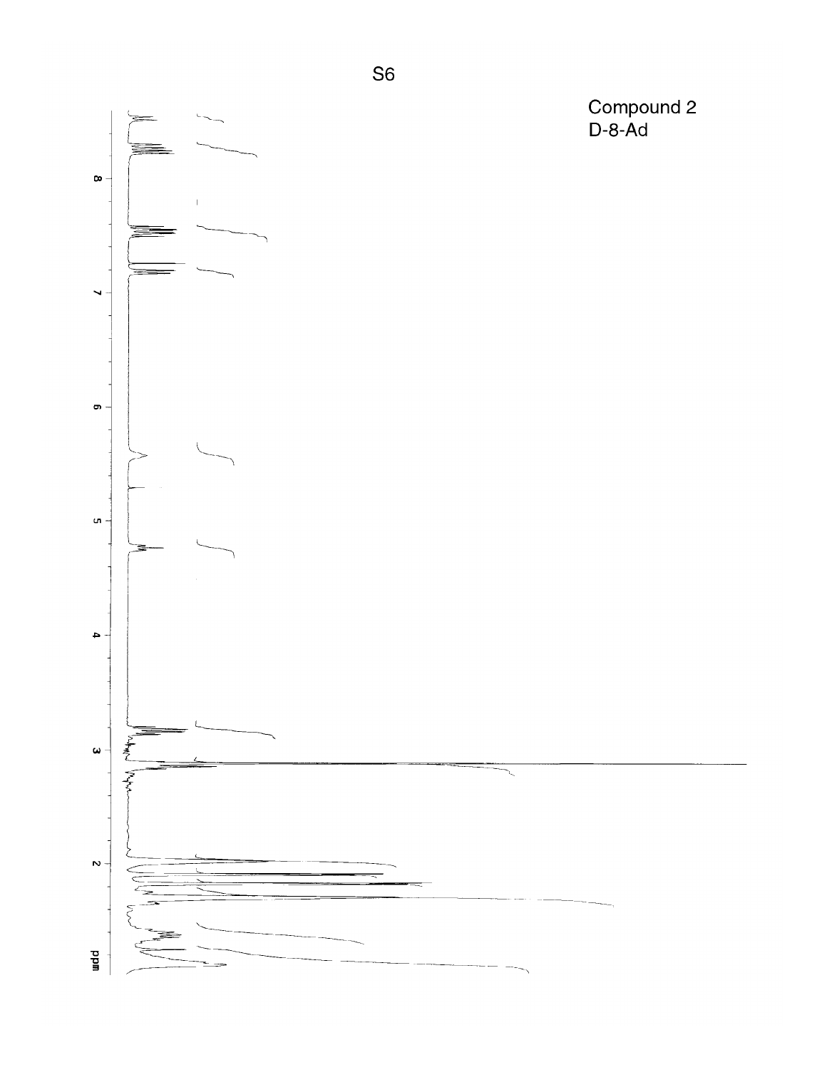Compound 2
D-8-Ad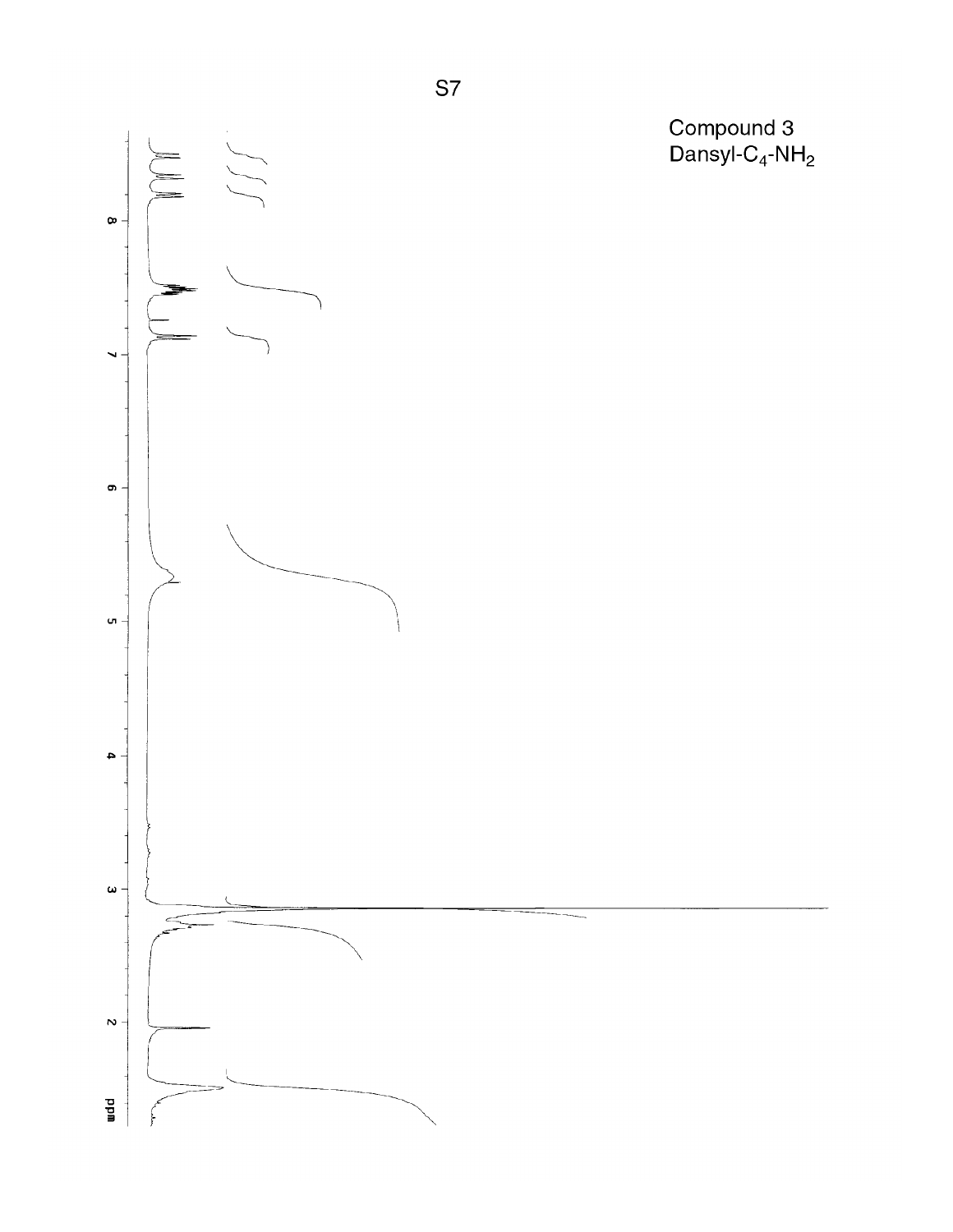Compound 3
Dansyl-$C_4$-$NH_2$

ppm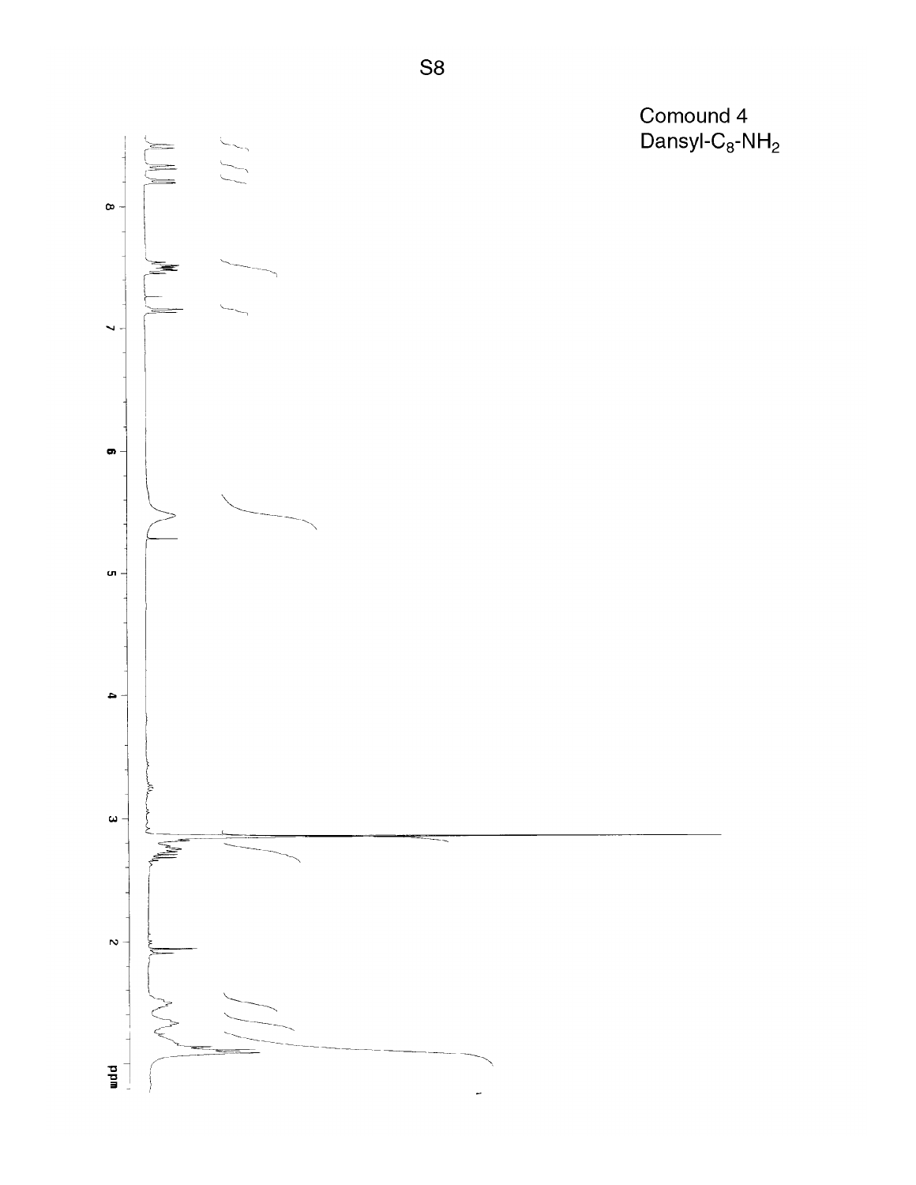Comound 4
Dansyl-$C_8$-$NH_2$

8

7

6

5

4

3

2

ppm